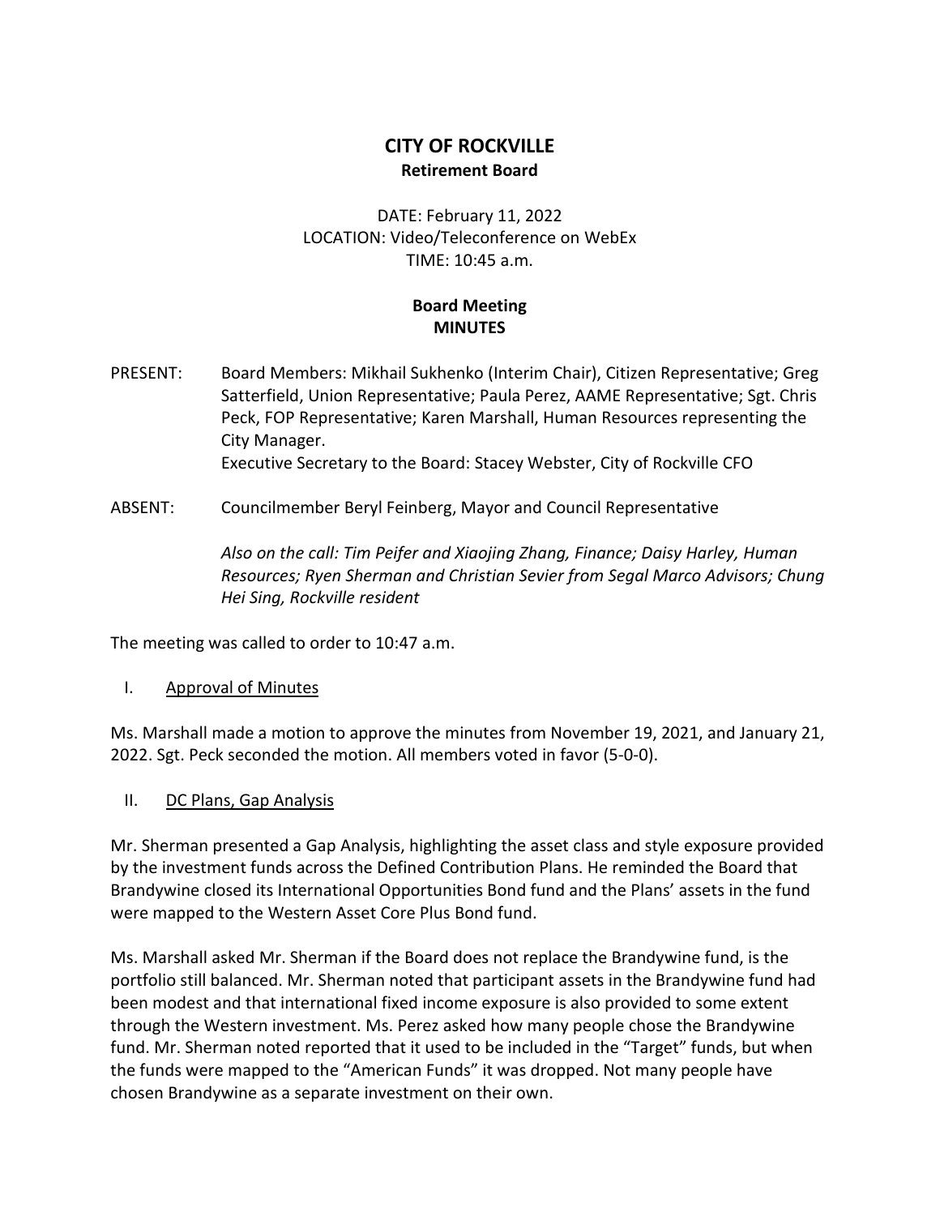# CITY OF ROCKVILLE
## Retirement Board

DATE: February 11, 2022
LOCATION: Video/Teleconference on WebEx
TIME: 10:45 a.m.

**Board Meeting**
**MINUTES**

PRESENT: Board Members: Mikhail Sukhenko (Interim Chair), Citizen Representative; Greg Satterfield, Union Representative; Paula Perez, AAME Representative; Sgt. Chris Peck, FOP Representative; Karen Marshall, Human Resources representing the City Manager.
Executive Secretary to the Board: Stacey Webster, City of Rockville CFO

ABSENT: Councilmember Beryl Feinberg, Mayor and Council Representative

*Also on the call: Tim Peifer and Xiaojing Zhang, Finance; Daisy Harley, Human Resources; Ryen Sherman and Christian Sevier from Segal Marco Advisors; Chung Hei Sing, Rockville resident*

The meeting was called to order to 10:47 a.m.

I. Approval of Minutes

Ms. Marshall made a motion to approve the minutes from November 19, 2021, and January 21, 2022. Sgt. Peck seconded the motion. All members voted in favor (5-0-0).

II. DC Plans, Gap Analysis

Mr. Sherman presented a Gap Analysis, highlighting the asset class and style exposure provided by the investment funds across the Defined Contribution Plans. He reminded the Board that Brandywine closed its International Opportunities Bond fund and the Plans' assets in the fund were mapped to the Western Asset Core Plus Bond fund.

Ms. Marshall asked Mr. Sherman if the Board does not replace the Brandywine fund, is the portfolio still balanced. Mr. Sherman noted that participant assets in the Brandywine fund had been modest and that international fixed income exposure is also provided to some extent through the Western investment. Ms. Perez asked how many people chose the Brandywine fund. Mr. Sherman noted reported that it used to be included in the "Target" funds, but when the funds were mapped to the "American Funds" it was dropped. Not many people have chosen Brandywine as a separate investment on their own.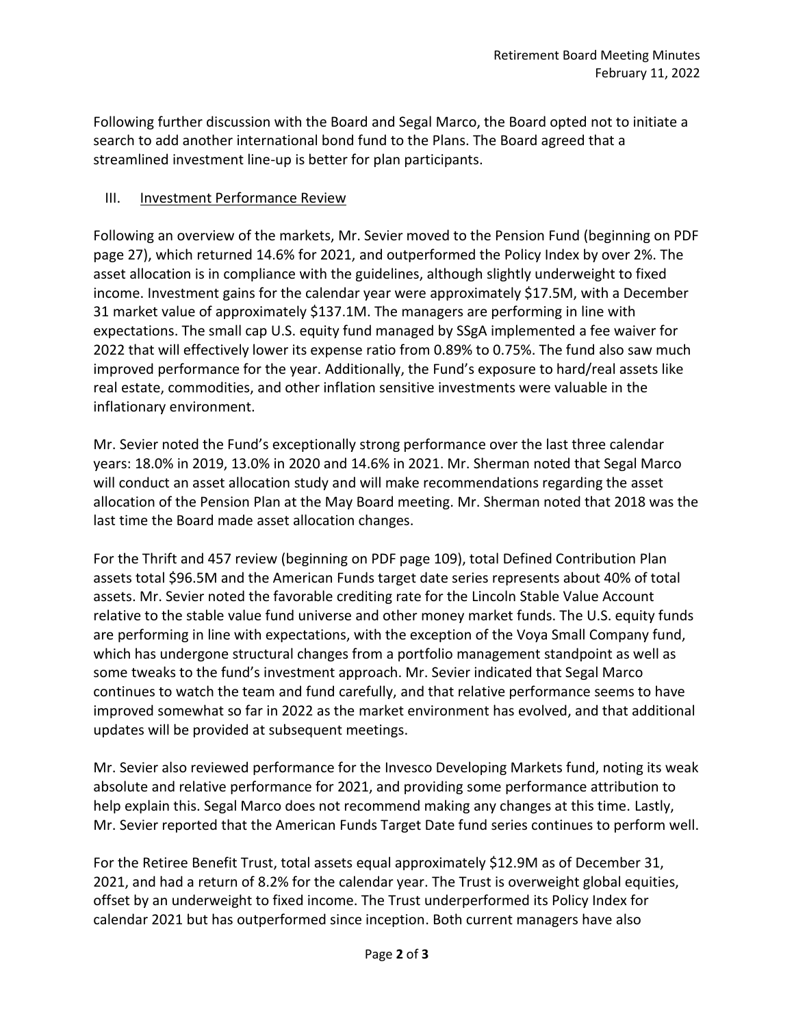Following further discussion with the Board and Segal Marco, the Board opted not to initiate a search to add another international bond fund to the Plans. The Board agreed that a streamlined investment line-up is better for plan participants.

## III. Investment Performance Review

Following an overview of the markets, Mr. Sevier moved to the Pension Fund (beginning on PDF page 27), which returned 14.6% for 2021, and outperformed the Policy Index by over 2%. The asset allocation is in compliance with the guidelines, although slightly underweight to fixed income. Investment gains for the calendar year were approximately $17.5M, with a December 31 market value of approximately $137.1M. The managers are performing in line with expectations. The small cap U.S. equity fund managed by SSgA implemented a fee waiver for 2022 that will effectively lower its expense ratio from 0.89% to 0.75%. The fund also saw much improved performance for the year. Additionally, the Fund's exposure to hard/real assets like real estate, commodities, and other inflation sensitive investments were valuable in the inflationary environment.

Mr. Sevier noted the Fund's exceptionally strong performance over the last three calendar years: 18.0% in 2019, 13.0% in 2020 and 14.6% in 2021. Mr. Sherman noted that Segal Marco will conduct an asset allocation study and will make recommendations regarding the asset allocation of the Pension Plan at the May Board meeting. Mr. Sherman noted that 2018 was the last time the Board made asset allocation changes.

For the Thrift and 457 review (beginning on PDF page 109), total Defined Contribution Plan assets total $96.5M and the American Funds target date series represents about 40% of total assets. Mr. Sevier noted the favorable crediting rate for the Lincoln Stable Value Account relative to the stable value fund universe and other money market funds. The U.S. equity funds are performing in line with expectations, with the exception of the Voya Small Company fund, which has undergone structural changes from a portfolio management standpoint as well as some tweaks to the fund's investment approach. Mr. Sevier indicated that Segal Marco continues to watch the team and fund carefully, and that relative performance seems to have improved somewhat so far in 2022 as the market environment has evolved, and that additional updates will be provided at subsequent meetings.

Mr. Sevier also reviewed performance for the Invesco Developing Markets fund, noting its weak absolute and relative performance for 2021, and providing some performance attribution to help explain this. Segal Marco does not recommend making any changes at this time. Lastly, Mr. Sevier reported that the American Funds Target Date fund series continues to perform well.

For the Retiree Benefit Trust, total assets equal approximately $12.9M as of December 31, 2021, and had a return of 8.2% for the calendar year. The Trust is overweight global equities, offset by an underweight to fixed income. The Trust underperformed its Policy Index for calendar 2021 but has outperformed since inception. Both current managers have also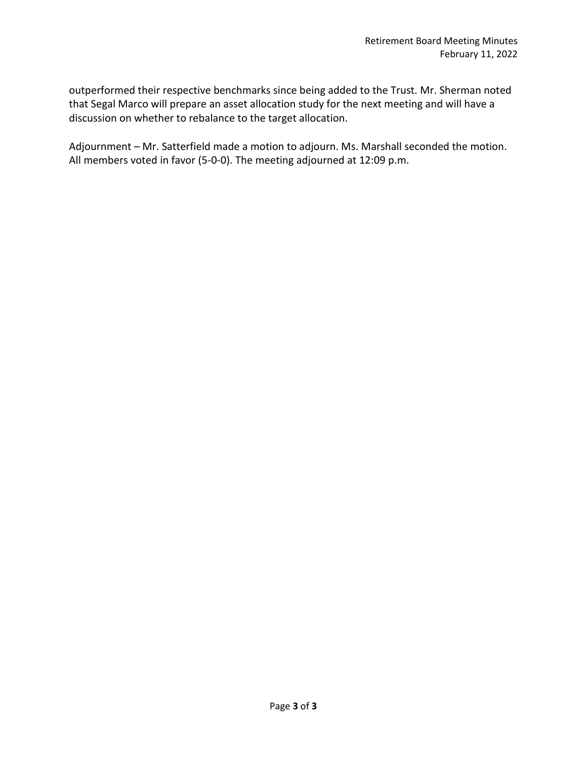outperformed their respective benchmarks since being added to the Trust. Mr. Sherman noted that Segal Marco will prepare an asset allocation study for the next meeting and will have a discussion on whether to rebalance to the target allocation.

Adjournment – Mr. Satterfield made a motion to adjourn. Ms. Marshall seconded the motion. All members voted in favor (5-0-0). The meeting adjourned at 12:09 p.m.